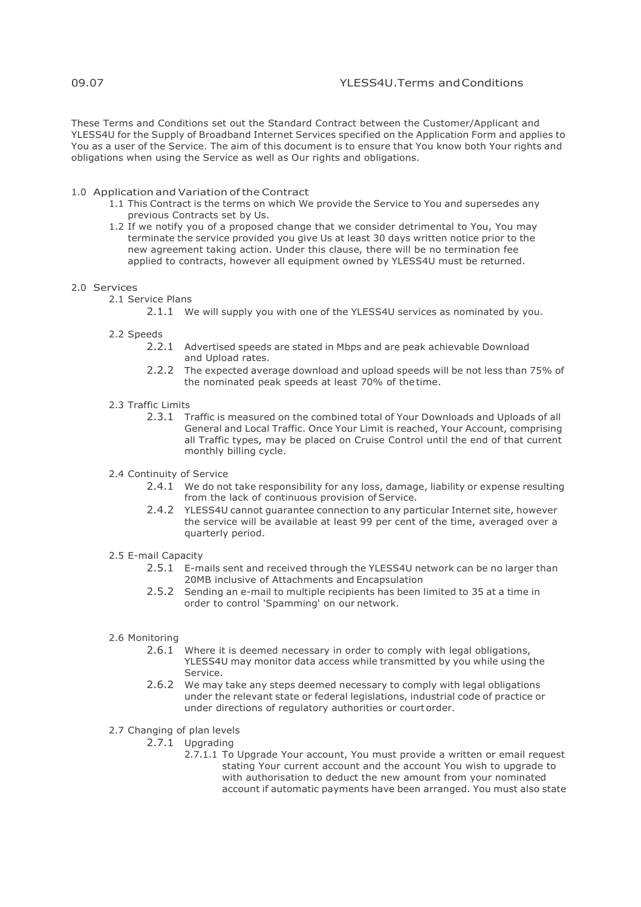09.07 YLESS4U.Terms and Conditions

These Terms and Conditions set out the Standard Contract between the Customer/Applicant and YLESS4U for the Supply of Broadband Internet Services specified on the Application Form and applies to You as a user of the Service. The aim of this document is to ensure that You know both Your rights and obligations when using the Service as well as Our rights and obligations.

## 1.0 Application and Variation of the Contract

1.1 This Contract is the terms on which We provide the Service to You and supersedes any previous Contracts set by Us.

1.2 If we notify you of a proposed change that we consider detrimental to You, You may terminate the service provided you give Us at least 30 days written notice prior to the new agreement taking action. Under this clause, there will be no termination fee applied to contracts, however all equipment owned by YLESS4U must be returned.

## 2.0 Services

### 2.1 Service Plans

2.1.1 We will supply you with one of the YLESS4U services as nominated by you.

### 2.2 Speeds

2.2.1 Advertised speeds are stated in Mbps and are peak achievable Download and Upload rates.

2.2.2 The expected average download and upload speeds will be not less than 75% of the nominated peak speeds at least 70% of the time.

### 2.3 Traffic Limits

2.3.1 Traffic is measured on the combined total of Your Downloads and Uploads of all General and Local Traffic. Once Your Limit is reached, Your Account, comprising all Traffic types, may be placed on Cruise Control until the end of that current monthly billing cycle.

### 2.4 Continuity of Service

2.4.1 We do not take responsibility for any loss, damage, liability or expense resulting from the lack of continuous provision of Service.

2.4.2 YLESS4U cannot guarantee connection to any particular Internet site, however the service will be available at least 99 per cent of the time, averaged over a quarterly period.

### 2.5 E-mail Capacity

2.5.1 E-mails sent and received through the YLESS4U network can be no larger than 20MB inclusive of Attachments and Encapsulation

2.5.2 Sending an e-mail to multiple recipients has been limited to 35 at a time in order to control 'Spamming' on our network.

### 2.6 Monitoring

2.6.1 Where it is deemed necessary in order to comply with legal obligations, YLESS4U may monitor data access while transmitted by you while using the Service.

2.6.2 We may take any steps deemed necessary to comply with legal obligations under the relevant state or federal legislations, industrial code of practice or under directions of regulatory authorities or court order.

### 2.7 Changing of plan levels

2.7.1 Upgrading

2.7.1.1 To Upgrade Your account, You must provide a written or email request stating Your current account and the account You wish to upgrade to with authorisation to deduct the new amount from your nominated account if automatic payments have been arranged. You must also state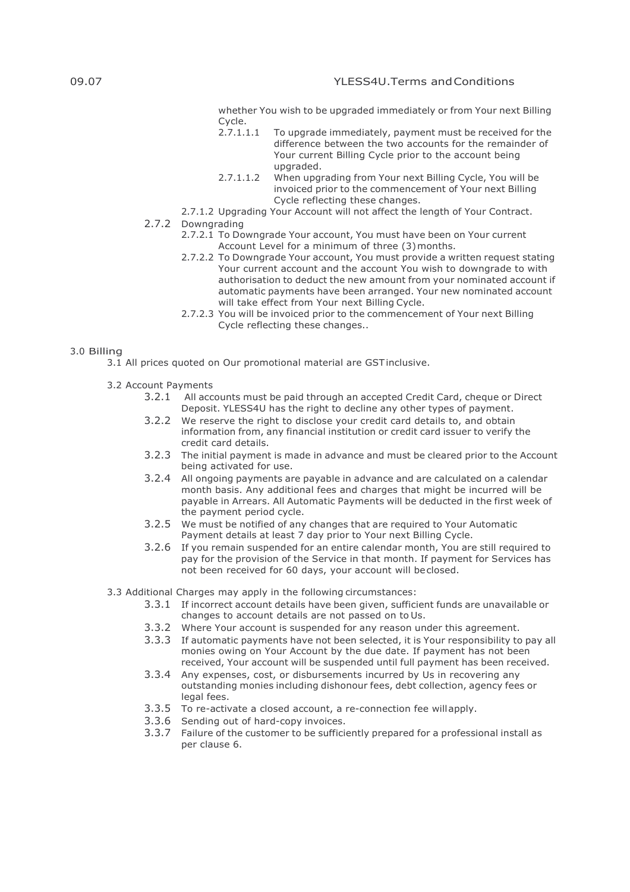whether You wish to be upgraded immediately or from Your next Billing Cycle.

2.7.1.1.1 To upgrade immediately, payment must be received for the difference between the two accounts for the remainder of Your current Billing Cycle prior to the account being upgraded.

2.7.1.1.2 When upgrading from Your next Billing Cycle, You will be invoiced prior to the commencement of Your next Billing Cycle reflecting these changes.

2.7.1.2 Upgrading Your Account will not affect the length of Your Contract.

2.7.2 Downgrading

2.7.2.1 To Downgrade Your account, You must have been on Your current Account Level for a minimum of three (3) months.

2.7.2.2 To Downgrade Your account, You must provide a written request stating Your current account and the account You wish to downgrade to with authorisation to deduct the new amount from your nominated account if automatic payments have been arranged. Your new nominated account will take effect from Your next Billing Cycle.

2.7.2.3 You will be invoiced prior to the commencement of Your next Billing Cycle reflecting these changes..

## 3.0 Billing

3.1 All prices quoted on Our promotional material are GST inclusive.

3.2 Account Payments

3.2.1 All accounts must be paid through an accepted Credit Card, cheque or Direct Deposit. YLESS4U has the right to decline any other types of payment.

3.2.2 We reserve the right to disclose your credit card details to, and obtain information from, any financial institution or credit card issuer to verify the credit card details.

3.2.3 The initial payment is made in advance and must be cleared prior to the Account being activated for use.

3.2.4 All ongoing payments are payable in advance and are calculated on a calendar month basis. Any additional fees and charges that might be incurred will be payable in Arrears. All Automatic Payments will be deducted in the first week of the payment period cycle.

3.2.5 We must be notified of any changes that are required to Your Automatic Payment details at least 7 day prior to Your next Billing Cycle.

3.2.6 If you remain suspended for an entire calendar month, You are still required to pay for the provision of the Service in that month. If payment for Services has not been received for 60 days, your account will be closed.

3.3 Additional Charges may apply in the following circumstances:

3.3.1 If incorrect account details have been given, sufficient funds are unavailable or changes to account details are not passed on to Us.

3.3.2 Where Your account is suspended for any reason under this agreement.

3.3.3 If automatic payments have not been selected, it is Your responsibility to pay all monies owing on Your Account by the due date. If payment has not been received, Your account will be suspended until full payment has been received.

3.3.4 Any expenses, cost, or disbursements incurred by Us in recovering any outstanding monies including dishonour fees, debt collection, agency fees or legal fees.

3.3.5 To re-activate a closed account, a re-connection fee will apply.

3.3.6 Sending out of hard-copy invoices.

3.3.7 Failure of the customer to be sufficiently prepared for a professional install as per clause 6.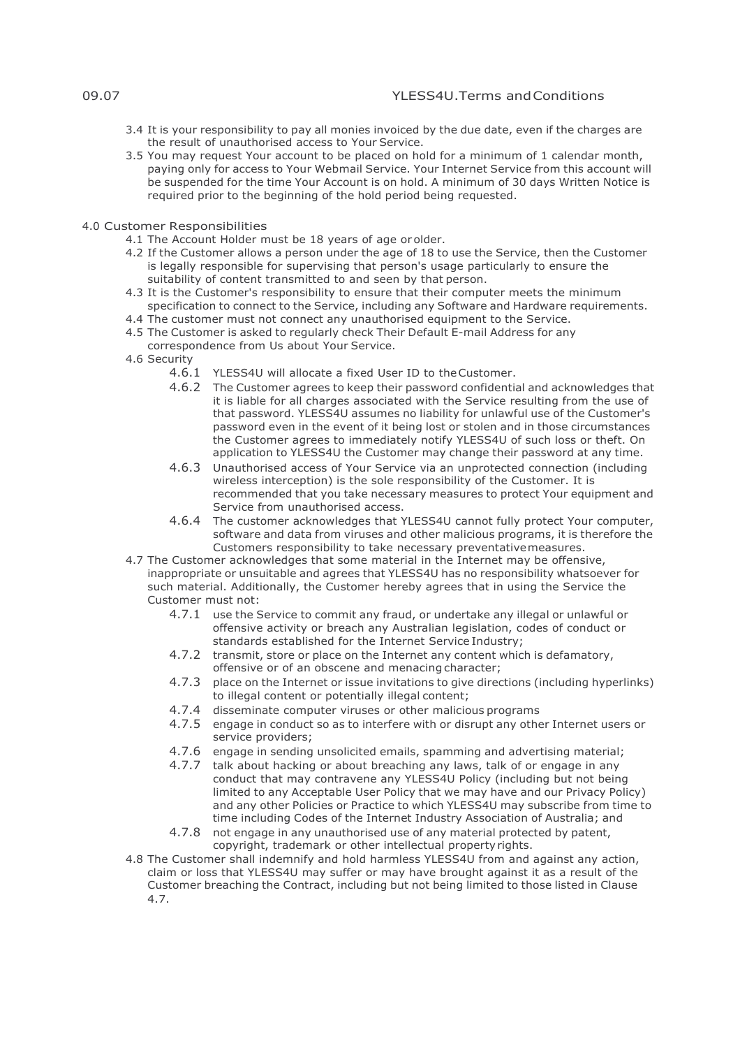3.4 It is your responsibility to pay all monies invoiced by the due date, even if the charges are the result of unauthorised access to Your Service.

3.5 You may request Your account to be placed on hold for a minimum of 1 calendar month, paying only for access to Your Webmail Service. Your Internet Service from this account will be suspended for the time Your Account is on hold. A minimum of 30 days Written Notice is required prior to the beginning of the hold period being requested.

## 4.0 Customer Responsibilities

4.1 The Account Holder must be 18 years of age or older.

4.2 If the Customer allows a person under the age of 18 to use the Service, then the Customer is legally responsible for supervising that person's usage particularly to ensure the suitability of content transmitted to and seen by that person.

4.3 It is the Customer's responsibility to ensure that their computer meets the minimum specification to connect to the Service, including any Software and Hardware requirements.

4.4 The customer must not connect any unauthorised equipment to the Service.

4.5 The Customer is asked to regularly check Their Default E-mail Address for any correspondence from Us about Your Service.

4.6 Security

4.6.1 YLESS4U will allocate a fixed User ID to the Customer.

4.6.2 The Customer agrees to keep their password confidential and acknowledges that it is liable for all charges associated with the Service resulting from the use of that password. YLESS4U assumes no liability for unlawful use of the Customer's password even in the event of it being lost or stolen and in those circumstances the Customer agrees to immediately notify YLESS4U of such loss or theft. On application to YLESS4U the Customer may change their password at any time.

4.6.3 Unauthorised access of Your Service via an unprotected connection (including wireless interception) is the sole responsibility of the Customer. It is recommended that you take necessary measures to protect Your equipment and Service from unauthorised access.

4.6.4 The customer acknowledges that YLESS4U cannot fully protect Your computer, software and data from viruses and other malicious programs, it is therefore the Customers responsibility to take necessary preventative measures.

4.7 The Customer acknowledges that some material in the Internet may be offensive, inappropriate or unsuitable and agrees that YLESS4U has no responsibility whatsoever for such material. Additionally, the Customer hereby agrees that in using the Service the Customer must not:

4.7.1 use the Service to commit any fraud, or undertake any illegal or unlawful or offensive activity or breach any Australian legislation, codes of conduct or standards established for the Internet Service Industry;

4.7.2 transmit, store or place on the Internet any content which is defamatory, offensive or of an obscene and menacing character;

4.7.3 place on the Internet or issue invitations to give directions (including hyperlinks) to illegal content or potentially illegal content;

4.7.4 disseminate computer viruses or other malicious programs

4.7.5 engage in conduct so as to interfere with or disrupt any other Internet users or service providers;

4.7.6 engage in sending unsolicited emails, spamming and advertising material;

4.7.7 talk about hacking or about breaching any laws, talk of or engage in any conduct that may contravene any YLESS4U Policy (including but not being limited to any Acceptable User Policy that we may have and our Privacy Policy) and any other Policies or Practice to which YLESS4U may subscribe from time to time including Codes of the Internet Industry Association of Australia; and

4.7.8 not engage in any unauthorised use of any material protected by patent, copyright, trademark or other intellectual property rights.

4.8 The Customer shall indemnify and hold harmless YLESS4U from and against any action, claim or loss that YLESS4U may suffer or may have brought against it as a result of the Customer breaching the Contract, including but not being limited to those listed in Clause 4.7.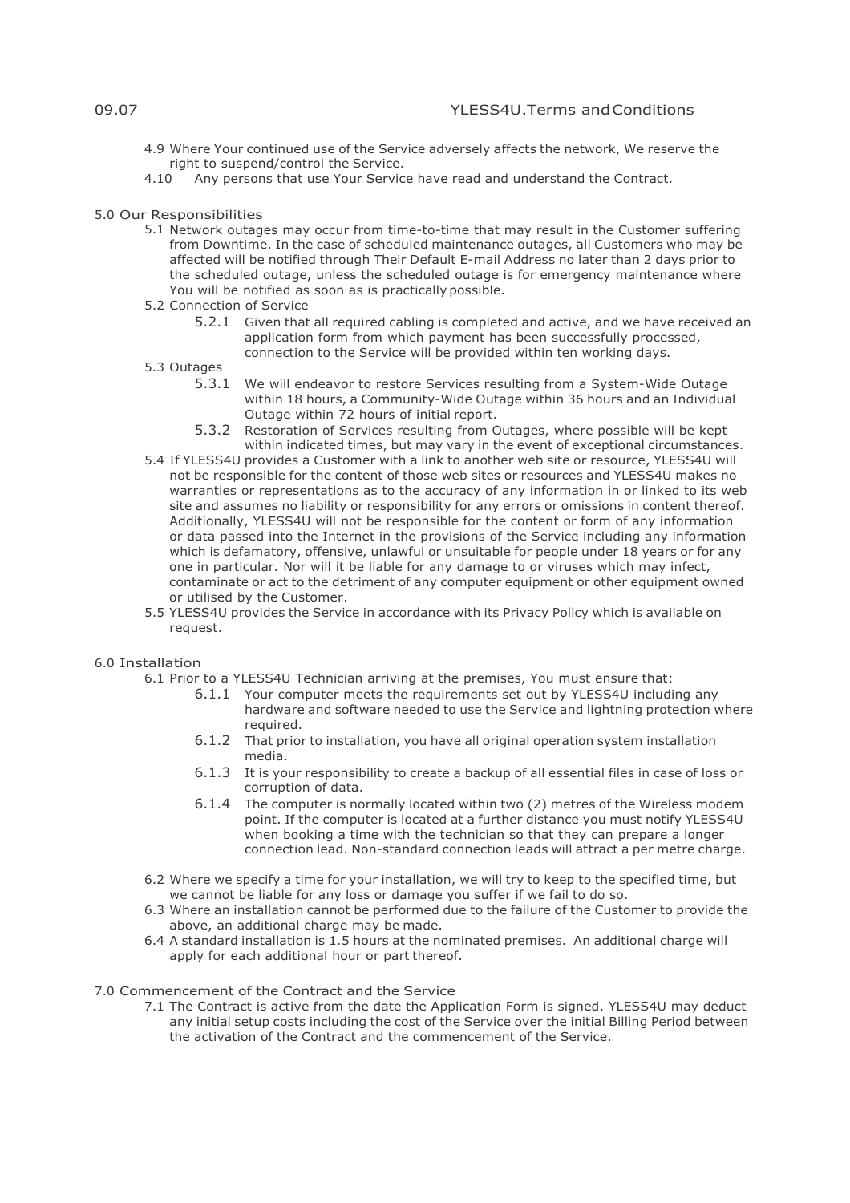4.9 Where Your continued use of the Service adversely affects the network, We reserve the right to suspend/control the Service.

4.10 Any persons that use Your Service have read and understand the Contract.

## 5.0 Our Responsibilities

5.1 Network outages may occur from time-to-time that may result in the Customer suffering from Downtime. In the case of scheduled maintenance outages, all Customers who may be affected will be notified through Their Default E-mail Address no later than 2 days prior to the scheduled outage, unless the scheduled outage is for emergency maintenance where You will be notified as soon as is practically possible.

5.2 Connection of Service

5.2.1 Given that all required cabling is completed and active, and we have received an application form from which payment has been successfully processed, connection to the Service will be provided within ten working days.

5.3 Outages

5.3.1 We will endeavor to restore Services resulting from a System-Wide Outage within 18 hours, a Community-Wide Outage within 36 hours and an Individual Outage within 72 hours of initial report.

5.3.2 Restoration of Services resulting from Outages, where possible will be kept within indicated times, but may vary in the event of exceptional circumstances.

5.4 If YLESS4U provides a Customer with a link to another web site or resource, YLESS4U will not be responsible for the content of those web sites or resources and YLESS4U makes no warranties or representations as to the accuracy of any information in or linked to its web site and assumes no liability or responsibility for any errors or omissions in content thereof. Additionally, YLESS4U will not be responsible for the content or form of any information or data passed into the Internet in the provisions of the Service including any information which is defamatory, offensive, unlawful or unsuitable for people under 18 years or for any one in particular. Nor will it be liable for any damage to or viruses which may infect, contaminate or act to the detriment of any computer equipment or other equipment owned or utilised by the Customer.

5.5 YLESS4U provides the Service in accordance with its Privacy Policy which is available on request.

## 6.0 Installation

6.1 Prior to a YLESS4U Technician arriving at the premises, You must ensure that:

6.1.1 Your computer meets the requirements set out by YLESS4U including any hardware and software needed to use the Service and lightning protection where required.

6.1.2 That prior to installation, you have all original operation system installation media.

6.1.3 It is your responsibility to create a backup of all essential files in case of loss or corruption of data.

6.1.4 The computer is normally located within two (2) metres of the Wireless modem point. If the computer is located at a further distance you must notify YLESS4U when booking a time with the technician so that they can prepare a longer connection lead. Non-standard connection leads will attract a per metre charge.

6.2 Where we specify a time for your installation, we will try to keep to the specified time, but we cannot be liable for any loss or damage you suffer if we fail to do so.

6.3 Where an installation cannot be performed due to the failure of the Customer to provide the above, an additional charge may be made.

6.4 A standard installation is 1.5 hours at the nominated premises. An additional charge will apply for each additional hour or part thereof.

## 7.0 Commencement of the Contract and the Service

7.1 The Contract is active from the date the Application Form is signed. YLESS4U may deduct any initial setup costs including the cost of the Service over the initial Billing Period between the activation of the Contract and the commencement of the Service.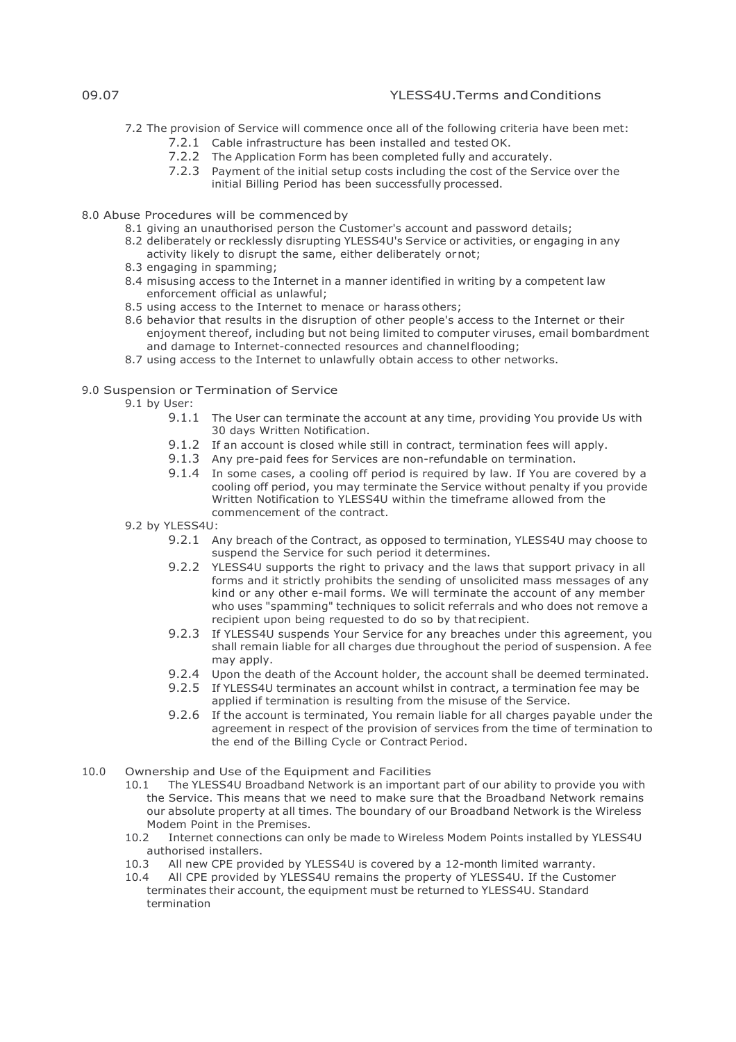7.2 The provision of Service will commence once all of the following criteria have been met:

- 7.2.1 Cable infrastructure has been installed and tested OK.
- 7.2.2 The Application Form has been completed fully and accurately.
- 7.2.3 Payment of the initial setup costs including the cost of the Service over the initial Billing Period has been successfully processed.

8.0 Abuse Procedures will be commenced by

- 8.1 giving an unauthorised person the Customer's account and password details;
- 8.2 deliberately or recklessly disrupting YLESS4U's Service or activities, or engaging in any activity likely to disrupt the same, either deliberately or not;
- 8.3 engaging in spamming;
- 8.4 misusing access to the Internet in a manner identified in writing by a competent law enforcement official as unlawful;
- 8.5 using access to the Internet to menace or harass others;
- 8.6 behavior that results in the disruption of other people's access to the Internet or their enjoyment thereof, including but not being limited to computer viruses, email bombardment and damage to Internet-connected resources and channel flooding;
- 8.7 using access to the Internet to unlawfully obtain access to other networks.

9.0 Suspension or Termination of Service

9.1 by User:

- 9.1.1 The User can terminate the account at any time, providing You provide Us with 30 days Written Notification.
- 9.1.2 If an account is closed while still in contract, termination fees will apply.
- 9.1.3 Any pre-paid fees for Services are non-refundable on termination.
- 9.1.4 In some cases, a cooling off period is required by law. If You are covered by a cooling off period, you may terminate the Service without penalty if you provide Written Notification to YLESS4U within the timeframe allowed from the commencement of the contract.

9.2 by YLESS4U:

- 9.2.1 Any breach of the Contract, as opposed to termination, YLESS4U may choose to suspend the Service for such period it determines.
- 9.2.2 YLESS4U supports the right to privacy and the laws that support privacy in all forms and it strictly prohibits the sending of unsolicited mass messages of any kind or any other e-mail forms. We will terminate the account of any member who uses "spamming" techniques to solicit referrals and who does not remove a recipient upon being requested to do so by that recipient.
- 9.2.3 If YLESS4U suspends Your Service for any breaches under this agreement, you shall remain liable for all charges due throughout the period of suspension. A fee may apply.
- 9.2.4 Upon the death of the Account holder, the account shall be deemed terminated.
- 9.2.5 If YLESS4U terminates an account whilst in contract, a termination fee may be applied if termination is resulting from the misuse of the Service.
- 9.2.6 If the account is terminated, You remain liable for all charges payable under the agreement in respect of the provision of services from the time of termination to the end of the Billing Cycle or Contract Period.

10.0 Ownership and Use of the Equipment and Facilities

- 10.1 The YLESS4U Broadband Network is an important part of our ability to provide you with the Service. This means that we need to make sure that the Broadband Network remains our absolute property at all times. The boundary of our Broadband Network is the Wireless Modem Point in the Premises.
- 10.2 Internet connections can only be made to Wireless Modem Points installed by YLESS4U authorised installers.
- 10.3 All new CPE provided by YLESS4U is covered by a 12-month limited warranty.
- 10.4 All CPE provided by YLESS4U remains the property of YLESS4U. If the Customer terminates their account, the equipment must be returned to YLESS4U. Standard termination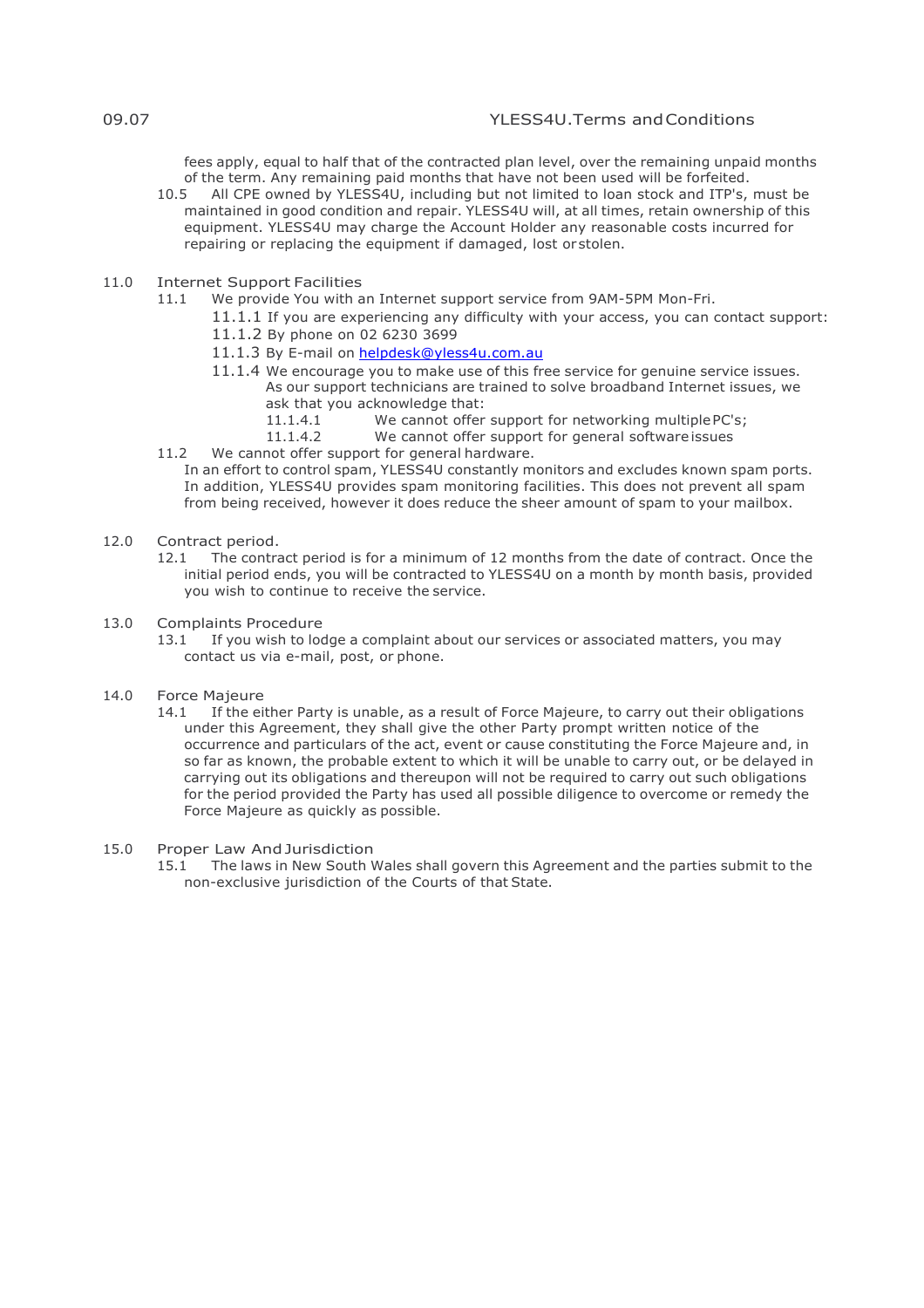fees apply, equal to half that of the contracted plan level, over the remaining unpaid months of the term. Any remaining paid months that have not been used will be forfeited.

10.5 All CPE owned by YLESS4U, including but not limited to loan stock and ITP's, must be maintained in good condition and repair. YLESS4U will, at all times, retain ownership of this equipment. YLESS4U may charge the Account Holder any reasonable costs incurred for repairing or replacing the equipment if damaged, lost or stolen.

## 11.0 Internet Support Facilities

11.1 We provide You with an Internet support service from 9AM-5PM Mon-Fri.

- 11.1.1 If you are experiencing any difficulty with your access, you can contact support:
- 11.1.2 By phone on 02 6230 3699
- 11.1.3 By E-mail on [helpdesk@yless4u.com.au](mailto:helpdesk@yless4u.com.au)
- 11.1.4 We encourage you to make use of this free service for genuine service issues. As our support technicians are trained to solve broadband Internet issues, we ask that you acknowledge that:
  - 11.1.4.1 We cannot offer support for networking multiple PC's;
  - 11.1.4.2 We cannot offer support for general software issues

11.2 We cannot offer support for general hardware.

In an effort to control spam, YLESS4U constantly monitors and excludes known spam ports. In addition, YLESS4U provides spam monitoring facilities. This does not prevent all spam from being received, however it does reduce the sheer amount of spam to your mailbox.

## 12.0 Contract period.

12.1 The contract period is for a minimum of 12 months from the date of contract. Once the initial period ends, you will be contracted to YLESS4U on a month by month basis, provided you wish to continue to receive the service.

## 13.0 Complaints Procedure

13.1 If you wish to lodge a complaint about our services or associated matters, you may contact us via e-mail, post, or phone.

## 14.0 Force Majeure

14.1 If the either Party is unable, as a result of Force Majeure, to carry out their obligations under this Agreement, they shall give the other Party prompt written notice of the occurrence and particulars of the act, event or cause constituting the Force Majeure and, in so far as known, the probable extent to which it will be unable to carry out, or be delayed in carrying out its obligations and thereupon will not be required to carry out such obligations for the period provided the Party has used all possible diligence to overcome or remedy the Force Majeure as quickly as possible.

## 15.0 Proper Law And Jurisdiction

15.1 The laws in New South Wales shall govern this Agreement and the parties submit to the non-exclusive jurisdiction of the Courts of that State.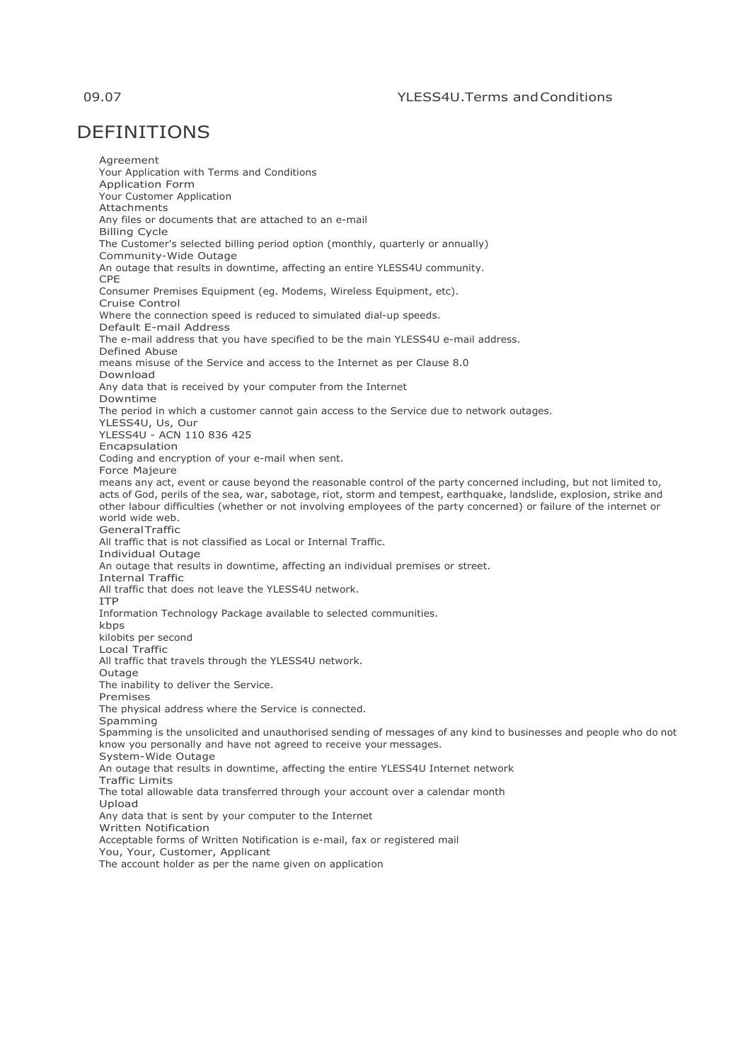# DEFINITIONS

Agreement
Your Application with Terms and Conditions
Application Form
Your Customer Application
Attachments
Any files or documents that are attached to an e-mail
Billing Cycle
The Customer's selected billing period option (monthly, quarterly or annually)
Community-Wide Outage
An outage that results in downtime, affecting an entire YLESS4U community.
CPE
Consumer Premises Equipment (eg. Modems, Wireless Equipment, etc).
Cruise Control
Where the connection speed is reduced to simulated dial-up speeds.
Default E-mail Address
The e-mail address that you have specified to be the main YLESS4U e-mail address.
Defined Abuse
means misuse of the Service and access to the Internet as per Clause 8.0
Download
Any data that is received by your computer from the Internet
Downtime
The period in which a customer cannot gain access to the Service due to network outages.
YLESS4U, Us, Our
YLESS4U - ACN 110 836 425
Encapsulation
Coding and encryption of your e-mail when sent.
Force Majeure
means any act, event or cause beyond the reasonable control of the party concerned including, but not limited to, acts of God, perils of the sea, war, sabotage, riot, storm and tempest, earthquake, landslide, explosion, strike and other labour difficulties (whether or not involving employees of the party concerned) or failure of the internet or world wide web.
General Traffic
All traffic that is not classified as Local or Internal Traffic.
Individual Outage
An outage that results in downtime, affecting an individual premises or street.
Internal Traffic
All traffic that does not leave the YLESS4U network.
ITP
Information Technology Package available to selected communities.
kbps
kilobits per second
Local Traffic
All traffic that travels through the YLESS4U network.
Outage
The inability to deliver the Service.
Premises
The physical address where the Service is connected.
Spamming
Spamming is the unsolicited and unauthorised sending of messages of any kind to businesses and people who do not know you personally and have not agreed to receive your messages.
System-Wide Outage
An outage that results in downtime, affecting the entire YLESS4U Internet network
Traffic Limits
The total allowable data transferred through your account over a calendar month
Upload
Any data that is sent by your computer to the Internet
Written Notification
Acceptable forms of Written Notification is e-mail, fax or registered mail
You, Your, Customer, Applicant
The account holder as per the name given on application